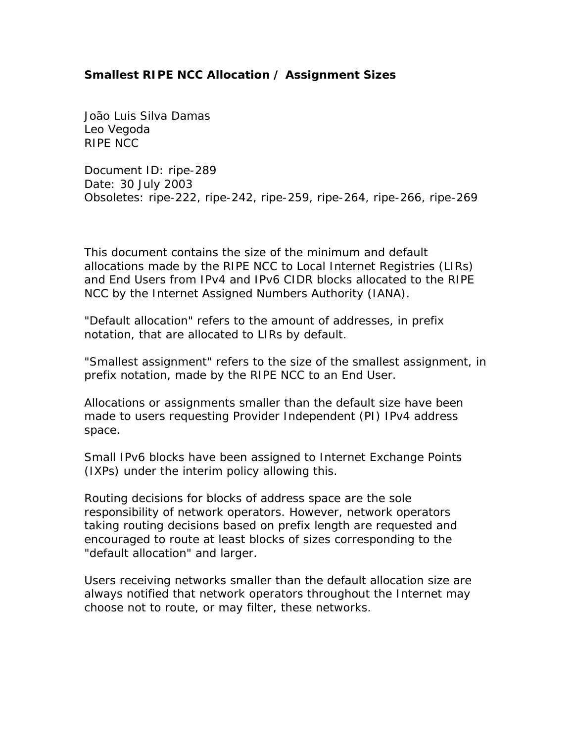# Smallest RIPE NCC Allocation / Assignment Sizes

João Luis Silva Damas
Leo Vegoda
RIPE NCC

Document ID: ripe-289
Date: 30 July 2003
Obsoletes: ripe-222, ripe-242, ripe-259, ripe-264, ripe-266, ripe-269

This document contains the size of the minimum and default allocations made by the RIPE NCC to Local Internet Registries (LIRs) and End Users from IPv4 and IPv6 CIDR blocks allocated to the RIPE NCC by the Internet Assigned Numbers Authority (IANA).

"Default allocation" refers to the amount of addresses, in prefix notation, that are allocated to LIRs by default.

"Smallest assignment" refers to the size of the smallest assignment, in prefix notation, made by the RIPE NCC to an End User.

Allocations or assignments smaller than the default size have been made to users requesting Provider Independent (PI) IPv4 address space.

Small IPv6 blocks have been assigned to Internet Exchange Points (IXPs) under the interim policy allowing this.

Routing decisions for blocks of address space are the sole responsibility of network operators. However, network operators taking routing decisions based on prefix length are requested and encouraged to route at least blocks of sizes corresponding to the "default allocation" and larger.

Users receiving networks smaller than the default allocation size are always notified that network operators throughout the Internet may choose not to route, or may filter, these networks.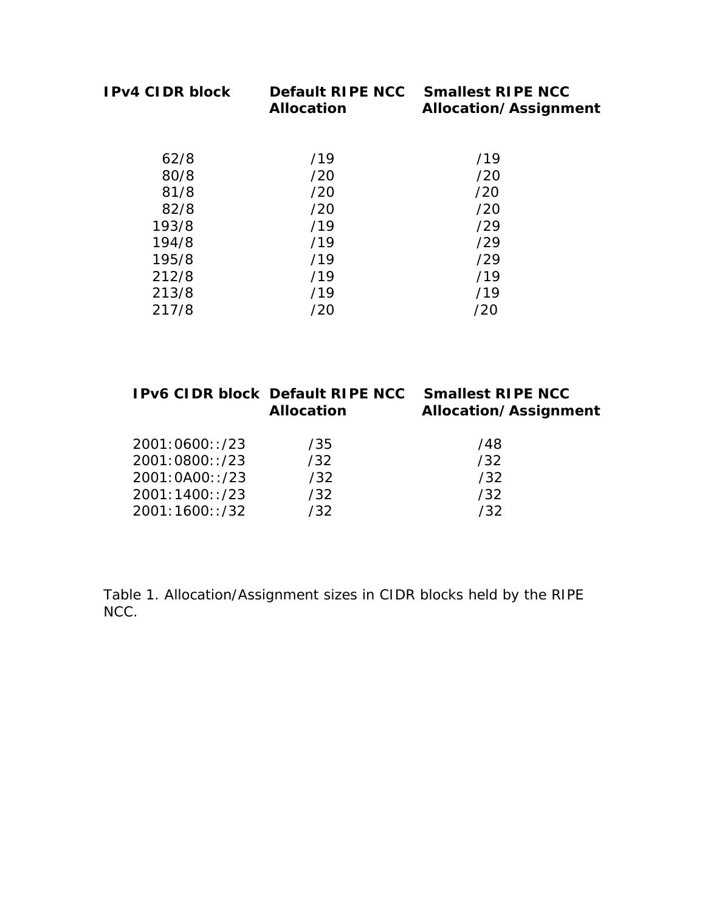| IPv4 CIDR block | Default RIPE NCC Allocation | Smallest RIPE NCC Allocation/Assignment |
|---|---|---|
| 62/8 | /19 | /19 |
| 80/8 | /20 | /20 |
| 81/8 | /20 | /20 |
| 82/8 | /20 | /20 |
| 193/8 | /19 | /29 |
| 194/8 | /19 | /29 |
| 195/8 | /19 | /29 |
| 212/8 | /19 | /19 |
| 213/8 | /19 | /19 |
| 217/8 | /20 | /20 |

| IPv6 CIDR block | Default RIPE NCC Allocation | Smallest RIPE NCC Allocation/Assignment |
|---|---|---|
| 2001:0600::/23 | /35 | /48 |
| 2001:0800::/23 | /32 | /32 |
| 2001:0A00::/23 | /32 | /32 |
| 2001:1400::/23 | /32 | /32 |
| 2001:1600::/32 | /32 | /32 |

Table 1. Allocation/Assignment sizes in CIDR blocks held by the RIPE NCC.